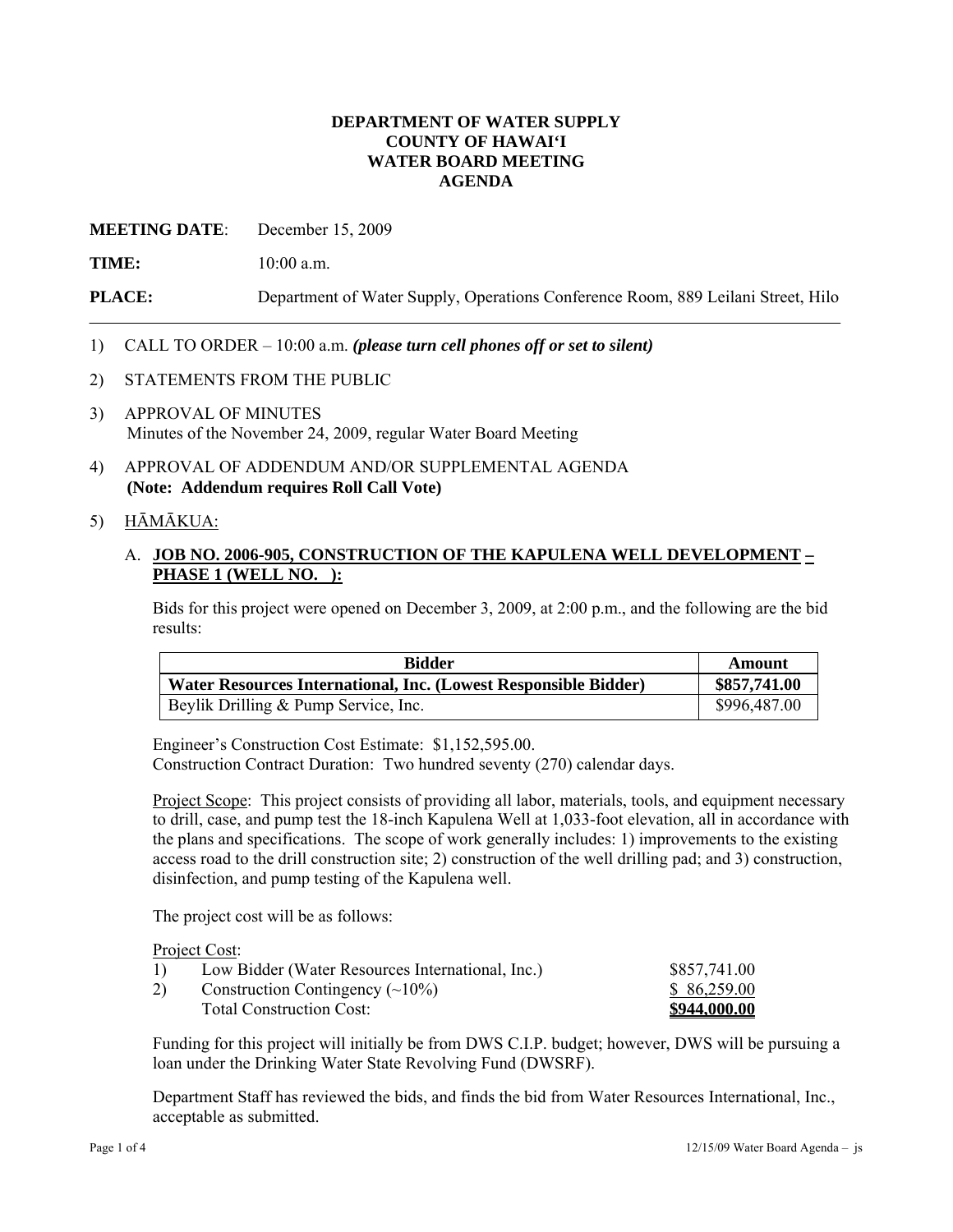**DEPARTMENT OF WATER SUPPLY**
**COUNTY OF HAWAIʻI**
**WATER BOARD MEETING**
**AGENDA**

**MEETING DATE**: December 15, 2009

**TIME:** 10:00 a.m.

**PLACE:** Department of Water Supply, Operations Conference Room, 889 Leilani Street, Hilo

---

1) CALL TO ORDER – 10:00 a.m. ***(please turn cell phones off or set to silent)***

2) STATEMENTS FROM THE PUBLIC

3) APPROVAL OF MINUTES
   Minutes of the November 24, 2009, regular Water Board Meeting

4) APPROVAL OF ADDENDUM AND/OR SUPPLEMENTAL AGENDA
   **(Note: Addendum requires Roll Call Vote)**

5) HĀMĀKUA:

   A. **JOB NO. 2006-905, CONSTRUCTION OF THE KAPULENA WELL DEVELOPMENT – PHASE 1 (WELL NO. ):**

   Bids for this project were opened on December 3, 2009, at 2:00 p.m., and the following are the bid results:

| Bidder | Amount |
|---|---|
| **Water Resources International, Inc. (Lowest Responsible Bidder)** | **$857,741.00** |
| Beylik Drilling & Pump Service, Inc. | $996,487.00 |

   Engineer's Construction Cost Estimate: $1,152,595.00.
   Construction Contract Duration: Two hundred seventy (270) calendar days.

   Project Scope: This project consists of providing all labor, materials, tools, and equipment necessary to drill, case, and pump test the 18-inch Kapulena Well at 1,033-foot elevation, all in accordance with the plans and specifications. The scope of work generally includes: 1) improvements to the existing access road to the drill construction site; 2) construction of the well drilling pad; and 3) construction, disinfection, and pump testing of the Kapulena well.

   The project cost will be as follows:

   Project Cost:

| | | |
|---|---|---|
| 1) | Low Bidder (Water Resources International, Inc.) | $857,741.00 |
| 2) | Construction Contingency (~10%) | $ 86,259.00 |
| | Total Construction Cost: | **$944,000.00** |

   Funding for this project will initially be from DWS C.I.P. budget; however, DWS will be pursuing a loan under the Drinking Water State Revolving Fund (DWSRF).

   Department Staff has reviewed the bids, and finds the bid from Water Resources International, Inc., acceptable as submitted.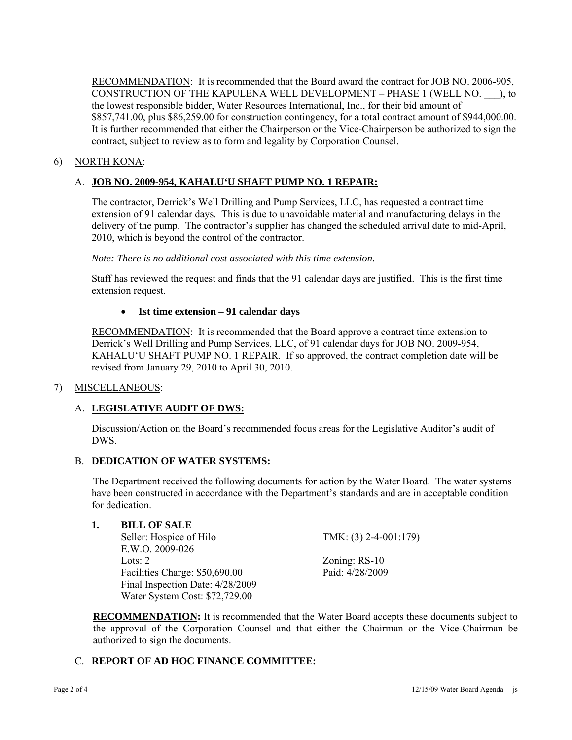RECOMMENDATION: It is recommended that the Board award the contract for JOB NO. 2006-905, CONSTRUCTION OF THE KAPULENA WELL DEVELOPMENT – PHASE 1 (WELL NO. ___), to the lowest responsible bidder, Water Resources International, Inc., for their bid amount of $857,741.00, plus $86,259.00 for construction contingency, for a total contract amount of $944,000.00. It is further recommended that either the Chairperson or the Vice-Chairperson be authorized to sign the contract, subject to review as to form and legality by Corporation Counsel.

6) NORTH KONA:

A. **JOB NO. 2009-954, KAHALU'U SHAFT PUMP NO. 1 REPAIR:**

The contractor, Derrick's Well Drilling and Pump Services, LLC, has requested a contract time extension of 91 calendar days. This is due to unavoidable material and manufacturing delays in the delivery of the pump. The contractor's supplier has changed the scheduled arrival date to mid-April, 2010, which is beyond the control of the contractor.

*Note: There is no additional cost associated with this time extension.*

Staff has reviewed the request and finds that the 91 calendar days are justified. This is the first time extension request.

- **1st time extension – 91 calendar days**

RECOMMENDATION: It is recommended that the Board approve a contract time extension to Derrick's Well Drilling and Pump Services, LLC, of 91 calendar days for JOB NO. 2009-954, KAHALU'U SHAFT PUMP NO. 1 REPAIR. If so approved, the contract completion date will be revised from January 29, 2010 to April 30, 2010.

7) MISCELLANEOUS:

A. **LEGISLATIVE AUDIT OF DWS:**

Discussion/Action on the Board's recommended focus areas for the Legislative Auditor's audit of DWS.

B. **DEDICATION OF WATER SYSTEMS:**

The Department received the following documents for action by the Water Board. The water systems have been constructed in accordance with the Department's standards and are in acceptable condition for dedication.

**1. BILL OF SALE**

Seller: Hospice of Hilo — TMK: (3) 2-4-001:179)
E.W.O. 2009-026
Lots: 2 — Zoning: RS-10
Facilities Charge: $50,690.00 — Paid: 4/28/2009
Final Inspection Date: 4/28/2009
Water System Cost: $72,729.00

**RECOMMENDATION:** It is recommended that the Water Board accepts these documents subject to the approval of the Corporation Counsel and that either the Chairman or the Vice-Chairman be authorized to sign the documents.

C. **REPORT OF AD HOC FINANCE COMMITTEE:**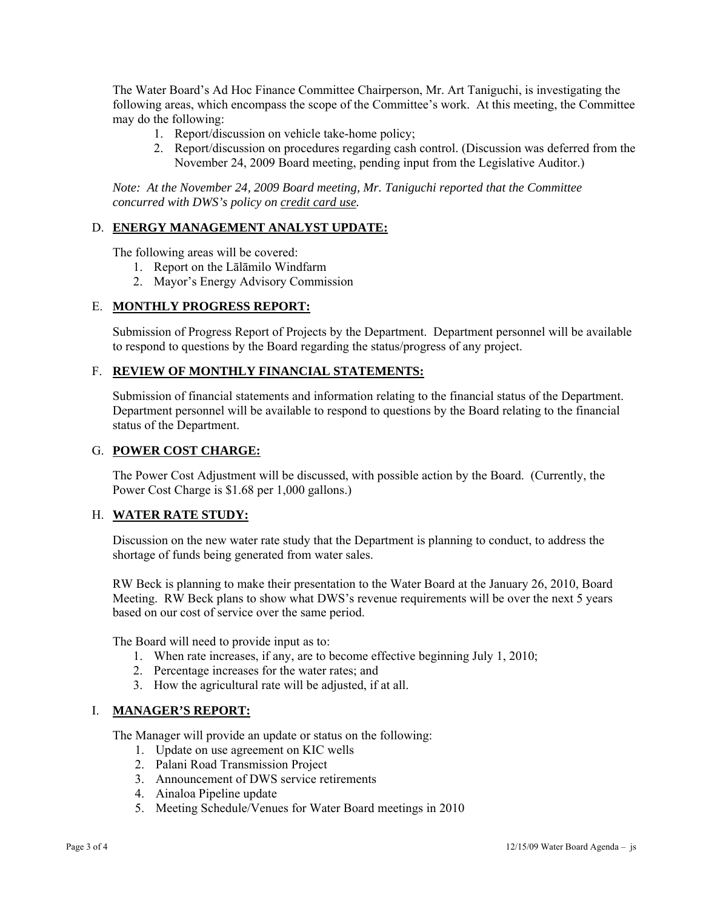The Water Board's Ad Hoc Finance Committee Chairperson, Mr. Art Taniguchi, is investigating the following areas, which encompass the scope of the Committee's work. At this meeting, the Committee may do the following:

1. Report/discussion on vehicle take-home policy;
2. Report/discussion on procedures regarding cash control. (Discussion was deferred from the November 24, 2009 Board meeting, pending input from the Legislative Auditor.)

*Note: At the November 24, 2009 Board meeting, Mr. Taniguchi reported that the Committee concurred with DWS's policy on <u>credit card use</u>.*

## D. **ENERGY MANAGEMENT ANALYST UPDATE:**

The following areas will be covered:

1. Report on the Lālāmilo Windfarm
2. Mayor's Energy Advisory Commission

## E. **MONTHLY PROGRESS REPORT:**

Submission of Progress Report of Projects by the Department. Department personnel will be available to respond to questions by the Board regarding the status/progress of any project.

## F. **REVIEW OF MONTHLY FINANCIAL STATEMENTS:**

Submission of financial statements and information relating to the financial status of the Department. Department personnel will be available to respond to questions by the Board relating to the financial status of the Department.

## G. **POWER COST CHARGE:**

The Power Cost Adjustment will be discussed, with possible action by the Board. (Currently, the Power Cost Charge is $1.68 per 1,000 gallons.)

## H. **WATER RATE STUDY:**

Discussion on the new water rate study that the Department is planning to conduct, to address the shortage of funds being generated from water sales.

RW Beck is planning to make their presentation to the Water Board at the January 26, 2010, Board Meeting. RW Beck plans to show what DWS's revenue requirements will be over the next 5 years based on our cost of service over the same period.

The Board will need to provide input as to:

1. When rate increases, if any, are to become effective beginning July 1, 2010;
2. Percentage increases for the water rates; and
3. How the agricultural rate will be adjusted, if at all.

## I. **MANAGER'S REPORT:**

The Manager will provide an update or status on the following:

1. Update on use agreement on KIC wells
2. Palani Road Transmission Project
3. Announcement of DWS service retirements
4. Ainaloa Pipeline update
5. Meeting Schedule/Venues for Water Board meetings in 2010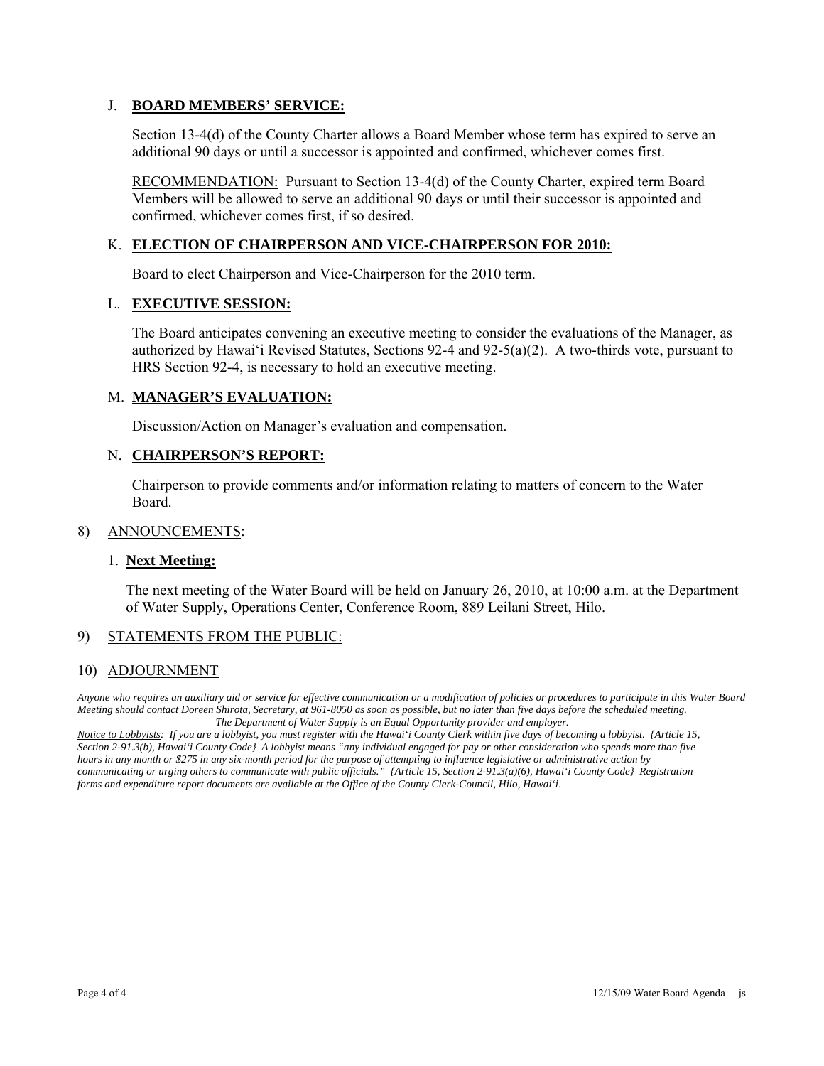J. **BOARD MEMBERS' SERVICE:**

Section 13-4(d) of the County Charter allows a Board Member whose term has expired to serve an additional 90 days or until a successor is appointed and confirmed, whichever comes first.

RECOMMENDATION: Pursuant to Section 13-4(d) of the County Charter, expired term Board Members will be allowed to serve an additional 90 days or until their successor is appointed and confirmed, whichever comes first, if so desired.

K. **ELECTION OF CHAIRPERSON AND VICE-CHAIRPERSON FOR 2010:**

Board to elect Chairperson and Vice-Chairperson for the 2010 term.

L. **EXECUTIVE SESSION:**

The Board anticipates convening an executive meeting to consider the evaluations of the Manager, as authorized by Hawai'i Revised Statutes, Sections 92-4 and 92-5(a)(2). A two-thirds vote, pursuant to HRS Section 92-4, is necessary to hold an executive meeting.

M. **MANAGER'S EVALUATION:**

Discussion/Action on Manager's evaluation and compensation.

N. **CHAIRPERSON'S REPORT:**

Chairperson to provide comments and/or information relating to matters of concern to the Water Board.

8) ANNOUNCEMENTS:

1. **Next Meeting:**

The next meeting of the Water Board will be held on January 26, 2010, at 10:00 a.m. at the Department of Water Supply, Operations Center, Conference Room, 889 Leilani Street, Hilo.

9) STATEMENTS FROM THE PUBLIC:

10) ADJOURNMENT

*Anyone who requires an auxiliary aid or service for effective communication or a modification of policies or procedures to participate in this Water Board Meeting should contact Doreen Shirota, Secretary, at 961-8050 as soon as possible, but no later than five days before the scheduled meeting. The Department of Water Supply is an Equal Opportunity provider and employer.*

*Notice to Lobbyists: If you are a lobbyist, you must register with the Hawai'i County Clerk within five days of becoming a lobbyist. {Article 15, Section 2-91.3(b), Hawai'i County Code} A lobbyist means "any individual engaged for pay or other consideration who spends more than five hours in any month or $275 in any six-month period for the purpose of attempting to influence legislative or administrative action by communicating or urging others to communicate with public officials." {Article 15, Section 2-91.3(a)(6), Hawai'i County Code} Registration forms and expenditure report documents are available at the Office of the County Clerk-Council, Hilo, Hawai'i.*